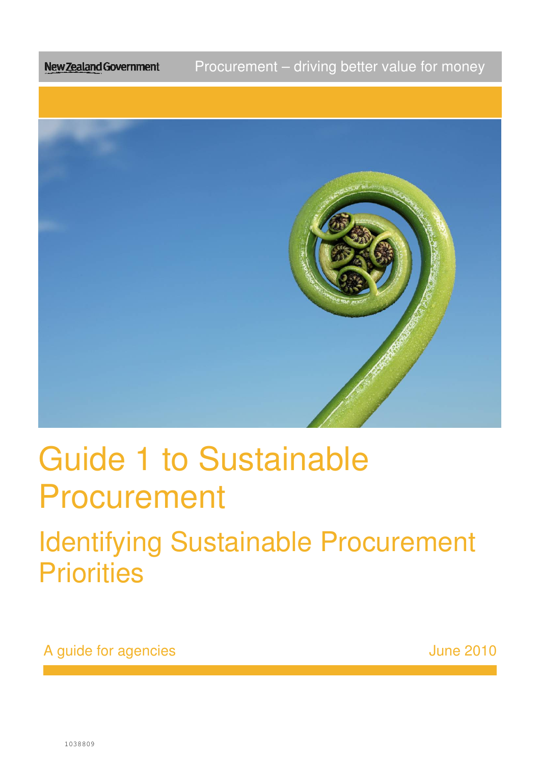New Zealand Government

Procurement – driving better value for money

# Guide 1 to Sustainable Procurement

## Identifying Sustainable Procurement Priorities

A guide for agencies

June 2010

1038809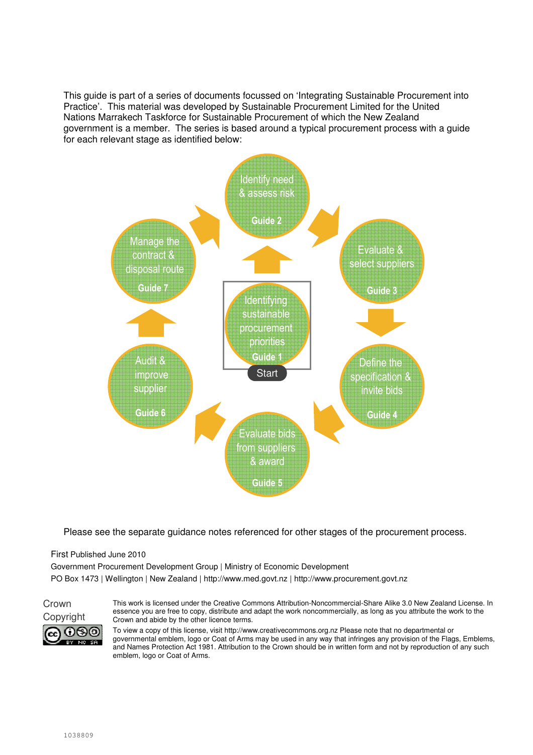This guide is part of a series of documents focussed on 'Integrating Sustainable Procurement into Practice'. This material was developed by Sustainable Procurement Limited for the United Nations Marrakech Taskforce for Sustainable Procurement of which the New Zealand government is a member. The series is based around a typical procurement process with a guide for each relevant stage as identified below:

- Identifying sustainable procurement priorities – Guide 1 (Start)
- Identify need & assess risk – Guide 2
- Evaluate & select suppliers – Guide 3
- Define the specification & invite bids – Guide 4
- Evaluate bids from suppliers & award – Guide 5
- Audit & improve supplier – Guide 6
- Manage the contract & disposal route – Guide 7

Please see the separate guidance notes referenced for other stages of the procurement process.

First Published June 2010

Government Procurement Development Group | Ministry of Economic Development

PO Box 1473 | Wellington | New Zealand | http://www.med.govt.nz | http://www.procurement.govt.nz

Crown Copyright

This work is licensed under the Creative Commons Attribution-Noncommercial-Share Alike 3.0 New Zealand License. In essence you are free to copy, distribute and adapt the work noncommercially, as long as you attribute the work to the Crown and abide by the other licence terms.

To view a copy of this license, visit http://www.creativecommons.org.nz Please note that no departmental or governmental emblem, logo or Coat of Arms may be used in any way that infringes any provision of the Flags, Emblems, and Names Protection Act 1981. Attribution to the Crown should be in written form and not by reproduction of any such emblem, logo or Coat of Arms.

1038809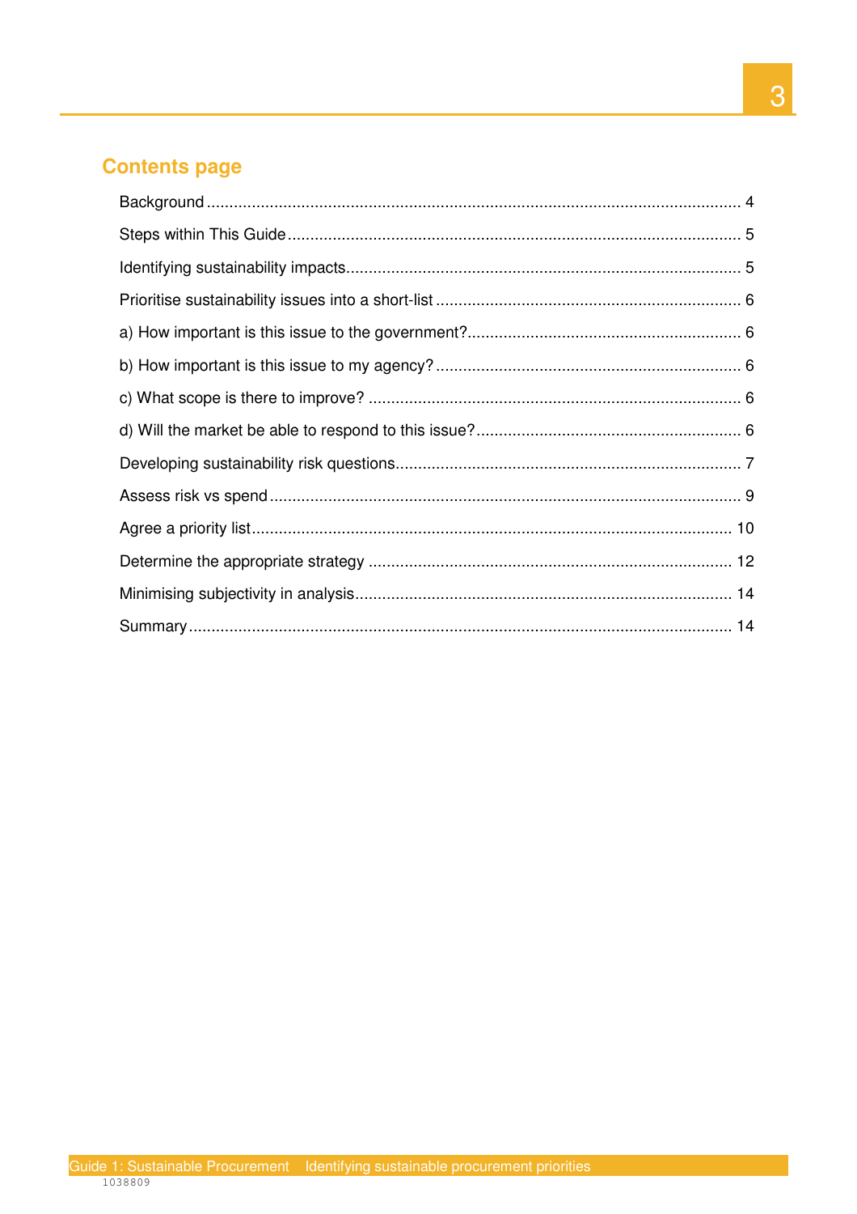## Contents page

Background ..................................................................................................................... 4

Steps within This Guide .................................................................................................... 5

Identifying sustainability impacts....................................................................................... 5

Prioritise sustainability issues into a short-list .................................................................... 6

a) How important is this issue to the government?............................................................ 6

b) How important is this issue to my agency? .................................................................... 6

c) What scope is there to improve? .................................................................................. 6

d) Will the market be able to respond to this issue?........................................................... 6

Developing sustainability risk questions............................................................................. 7

Assess risk vs spend ........................................................................................................ 9

Agree a priority list.......................................................................................................... 10

Determine the appropriate strategy ................................................................................ 12

Minimising subjectivity in analysis................................................................................... 14

Summary ....................................................................................................................... 14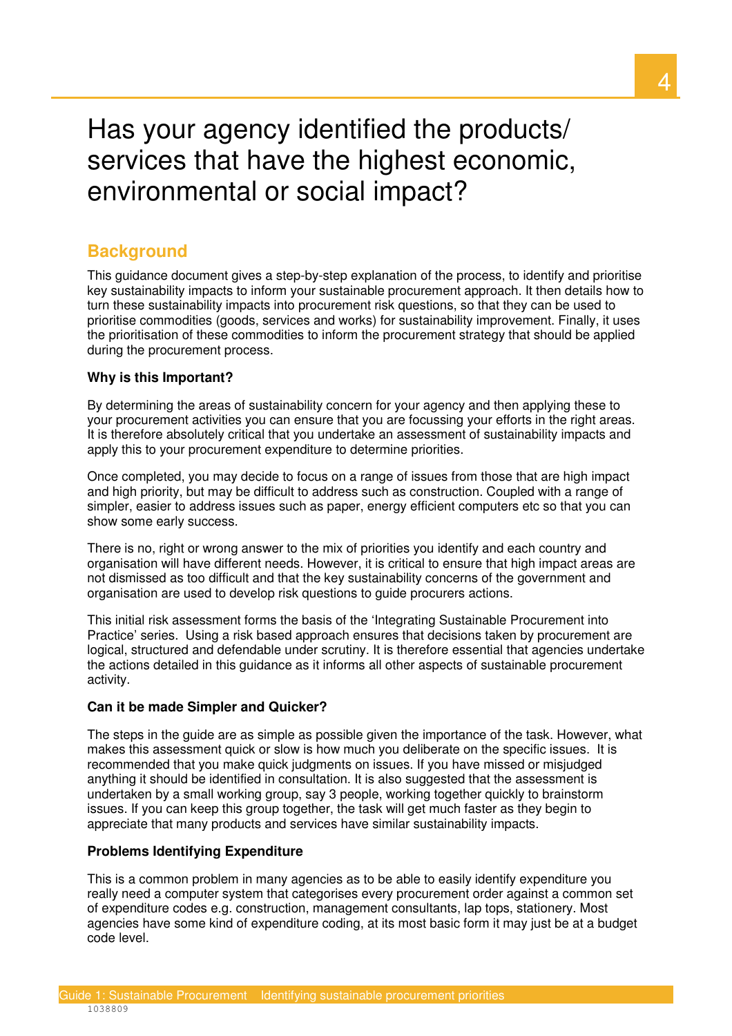# Has your agency identified the products/ services that have the highest economic, environmental or social impact?

## Background

This guidance document gives a step-by-step explanation of the process, to identify and prioritise key sustainability impacts to inform your sustainable procurement approach. It then details how to turn these sustainability impacts into procurement risk questions, so that they can be used to prioritise commodities (goods, services and works) for sustainability improvement. Finally, it uses the prioritisation of these commodities to inform the procurement strategy that should be applied during the procurement process.

**Why is this Important?**

By determining the areas of sustainability concern for your agency and then applying these to your procurement activities you can ensure that you are focussing your efforts in the right areas. It is therefore absolutely critical that you undertake an assessment of sustainability impacts and apply this to your procurement expenditure to determine priorities.

Once completed, you may decide to focus on a range of issues from those that are high impact and high priority, but may be difficult to address such as construction. Coupled with a range of simpler, easier to address issues such as paper, energy efficient computers etc so that you can show some early success.

There is no, right or wrong answer to the mix of priorities you identify and each country and organisation will have different needs. However, it is critical to ensure that high impact areas are not dismissed as too difficult and that the key sustainability concerns of the government and organisation are used to develop risk questions to guide procurers actions.

This initial risk assessment forms the basis of the 'Integrating Sustainable Procurement into Practice' series. Using a risk based approach ensures that decisions taken by procurement are logical, structured and defendable under scrutiny. It is therefore essential that agencies undertake the actions detailed in this guidance as it informs all other aspects of sustainable procurement activity.

**Can it be made Simpler and Quicker?**

The steps in the guide are as simple as possible given the importance of the task. However, what makes this assessment quick or slow is how much you deliberate on the specific issues. It is recommended that you make quick judgments on issues. If you have missed or misjudged anything it should be identified in consultation. It is also suggested that the assessment is undertaken by a small working group, say 3 people, working together quickly to brainstorm issues. If you can keep this group together, the task will get much faster as they begin to appreciate that many products and services have similar sustainability impacts.

**Problems Identifying Expenditure**

This is a common problem in many agencies as to be able to easily identify expenditure you really need a computer system that categorises every procurement order against a common set of expenditure codes e.g. construction, management consultants, lap tops, stationery. Most agencies have some kind of expenditure coding, at its most basic form it may just be at a budget code level.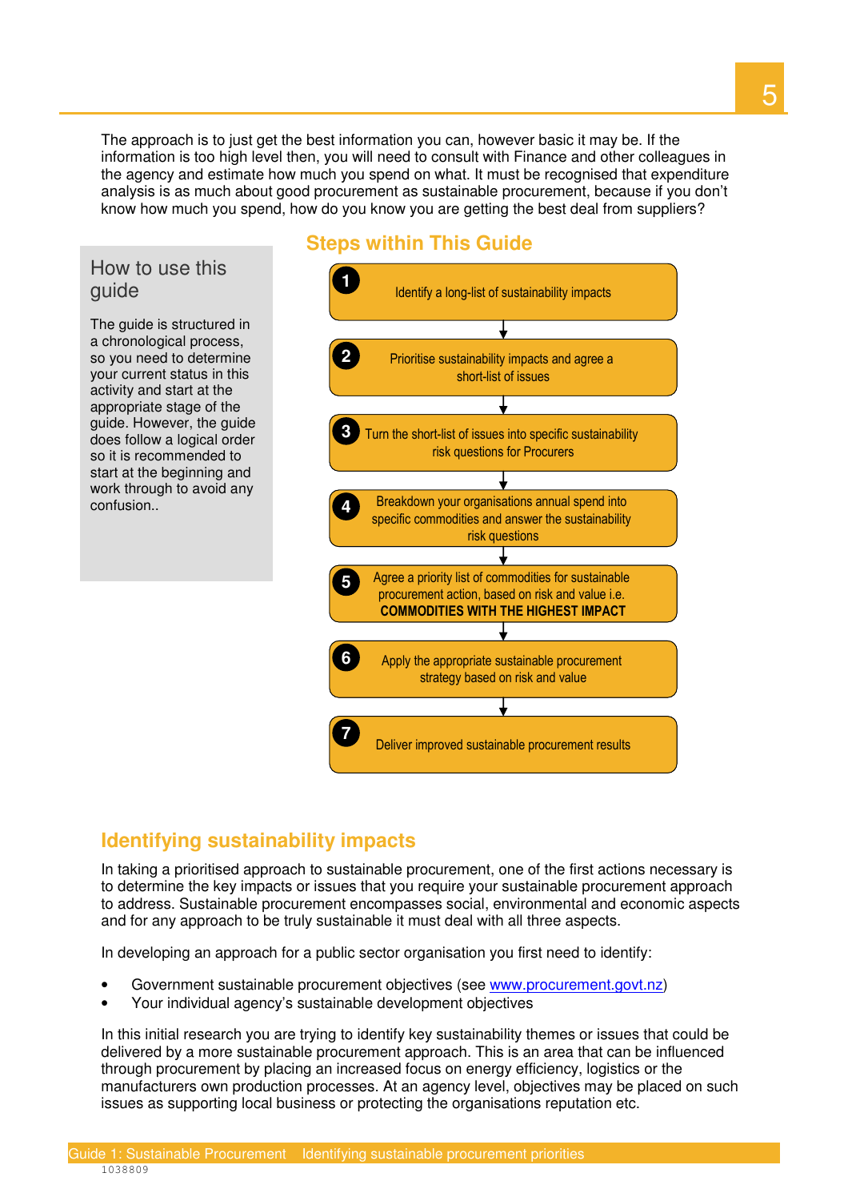The approach is to just get the best information you can, however basic it may be. If the information is too high level then, you will need to consult with Finance and other colleagues in the agency and estimate how much you spend on what. It must be recognised that expenditure analysis is as much about good procurement as sustainable procurement, because if you don't know how much you spend, how do you know you are getting the best deal from suppliers?

## How to use this guide

The guide is structured in a chronological process, so you need to determine your current status in this activity and start at the appropriate stage of the guide. However, the guide does follow a logical order so it is recommended to start at the beginning and work through to avoid any confusion..

## Steps within This Guide

1. Identify a long-list of sustainability impacts
2. Prioritise sustainability impacts and agree a short-list of issues
3. Turn the short-list of issues into specific sustainability risk questions for Procurers
4. Breakdown your organisations annual spend into specific commodities and answer the sustainability risk questions
5. Agree a priority list of commodities for sustainable procurement action, based on risk and value i.e. **COMMODITIES WITH THE HIGHEST IMPACT**
6. Apply the appropriate sustainable procurement strategy based on risk and value
7. Deliver improved sustainable procurement results

## Identifying sustainability impacts

In taking a prioritised approach to sustainable procurement, one of the first actions necessary is to determine the key impacts or issues that you require your sustainable procurement approach to address. Sustainable procurement encompasses social, environmental and economic aspects and for any approach to be truly sustainable it must deal with all three aspects.

In developing an approach for a public sector organisation you first need to identify:

- Government sustainable procurement objectives (see www.procurement.govt.nz)
- Your individual agency's sustainable development objectives

In this initial research you are trying to identify key sustainability themes or issues that could be delivered by a more sustainable procurement approach. This is an area that can be influenced through procurement by placing an increased focus on energy efficiency, logistics or the manufacturers own production processes. At an agency level, objectives may be placed on such issues as supporting local business or protecting the organisations reputation etc.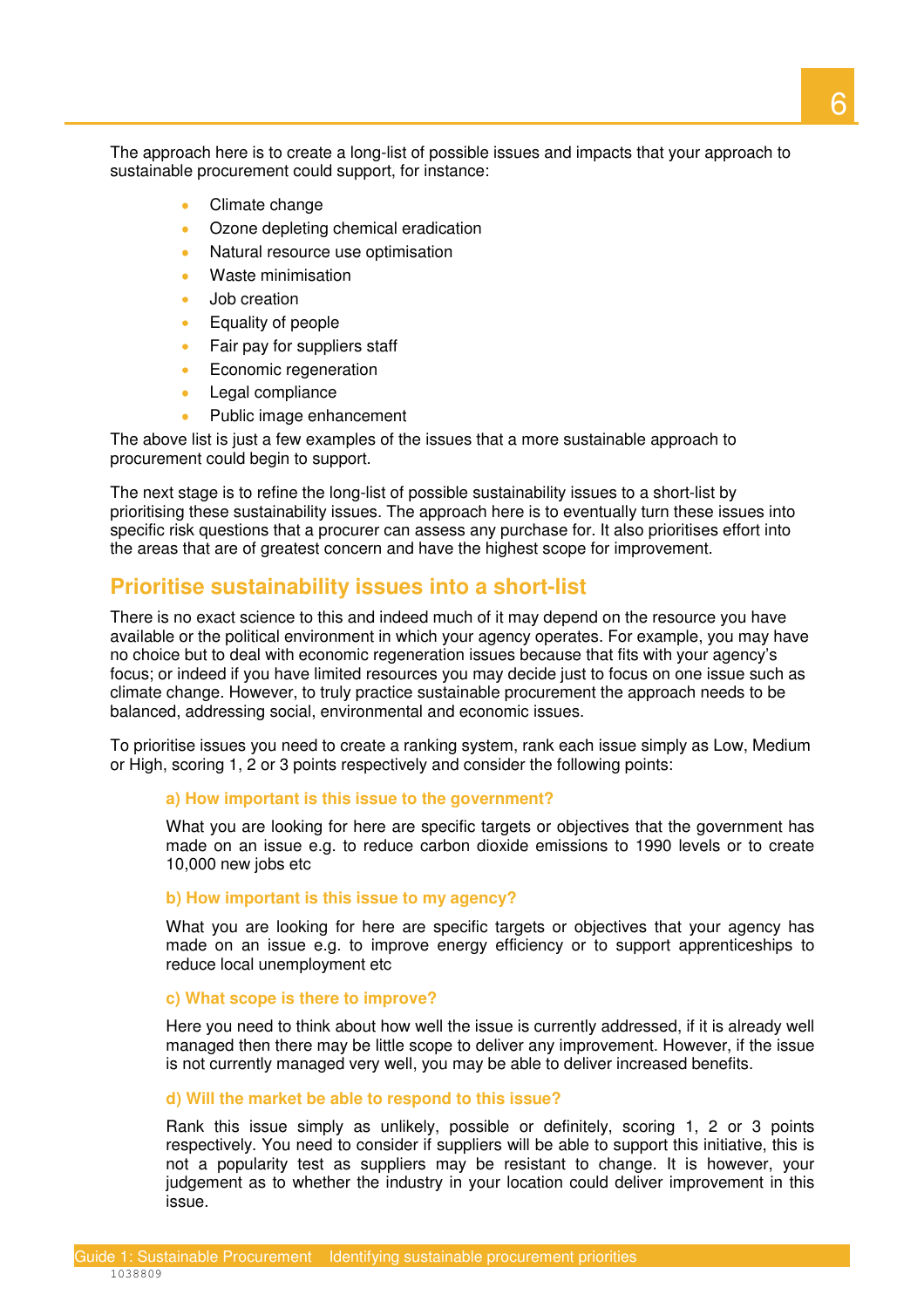The approach here is to create a long-list of possible issues and impacts that your approach to sustainable procurement could support, for instance:

- Climate change
- Ozone depleting chemical eradication
- Natural resource use optimisation
- Waste minimisation
- Job creation
- Equality of people
- Fair pay for suppliers staff
- Economic regeneration
- Legal compliance
- Public image enhancement

The above list is just a few examples of the issues that a more sustainable approach to procurement could begin to support.

The next stage is to refine the long-list of possible sustainability issues to a short-list by prioritising these sustainability issues. The approach here is to eventually turn these issues into specific risk questions that a procurer can assess any purchase for. It also prioritises effort into the areas that are of greatest concern and have the highest scope for improvement.

## Prioritise sustainability issues into a short-list

There is no exact science to this and indeed much of it may depend on the resource you have available or the political environment in which your agency operates. For example, you may have no choice but to deal with economic regeneration issues because that fits with your agency's focus; or indeed if you have limited resources you may decide just to focus on one issue such as climate change. However, to truly practice sustainable procurement the approach needs to be balanced, addressing social, environmental and economic issues.

To prioritise issues you need to create a ranking system, rank each issue simply as Low, Medium or High, scoring 1, 2 or 3 points respectively and consider the following points:

#### a) How important is this issue to the government?

What you are looking for here are specific targets or objectives that the government has made on an issue e.g. to reduce carbon dioxide emissions to 1990 levels or to create 10,000 new jobs etc

#### b) How important is this issue to my agency?

What you are looking for here are specific targets or objectives that your agency has made on an issue e.g. to improve energy efficiency or to support apprenticeships to reduce local unemployment etc

#### c) What scope is there to improve?

Here you need to think about how well the issue is currently addressed, if it is already well managed then there may be little scope to deliver any improvement. However, if the issue is not currently managed very well, you may be able to deliver increased benefits.

#### d) Will the market be able to respond to this issue?

Rank this issue simply as unlikely, possible or definitely, scoring 1, 2 or 3 points respectively. You need to consider if suppliers will be able to support this initiative, this is not a popularity test as suppliers may be resistant to change. It is however, your judgement as to whether the industry in your location could deliver improvement in this issue.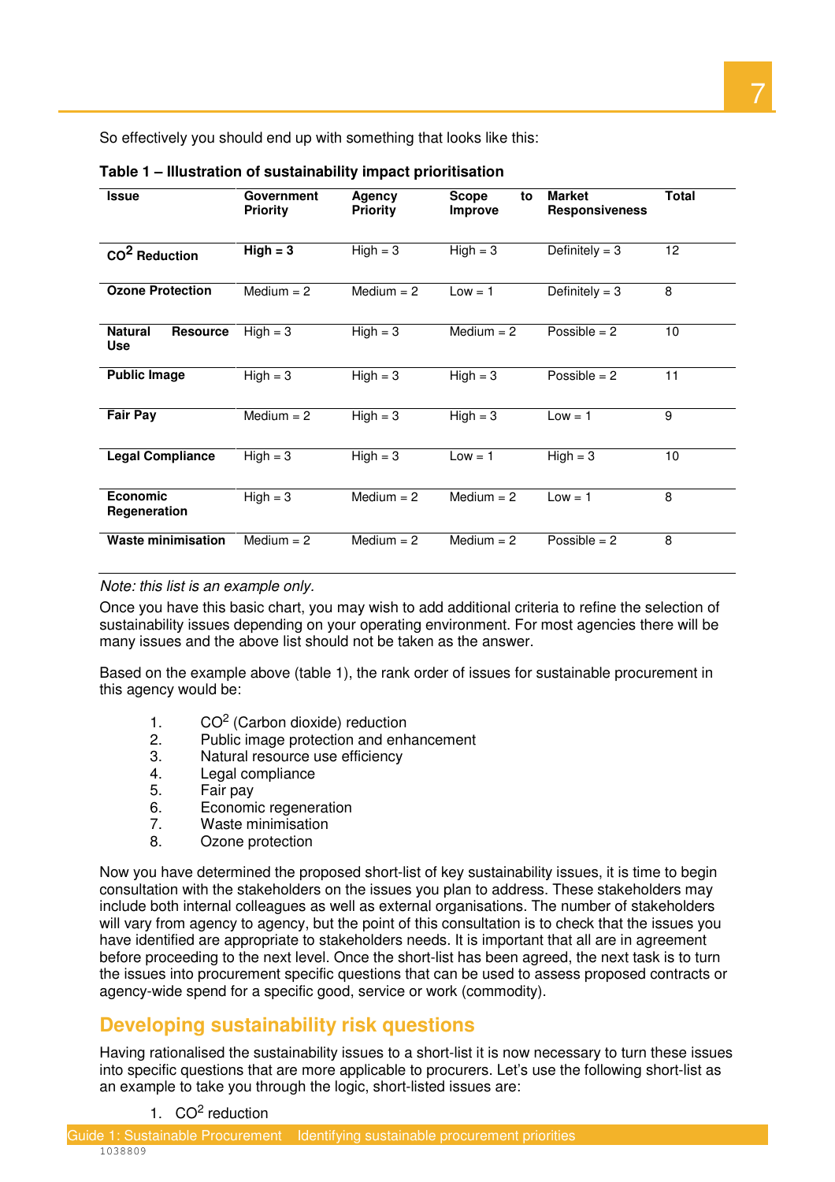So effectively you should end up with something that looks like this:

**Table 1 – Illustration of sustainability impact prioritisation**

| Issue | Government Priority | Agency Priority | Scope to Improve | Market Responsiveness | Total |
|---|---|---|---|---|---|
| **$CO^2$ Reduction** | **High = 3** | High = 3 | High = 3 | Definitely = 3 | 12 |
| **Ozone Protection** | Medium = 2 | Medium = 2 | Low = 1 | Definitely = 3 | 8 |
| **Natural Resource Use** | High = 3 | High = 3 | Medium = 2 | Possible = 2 | 10 |
| **Public Image** | High = 3 | High = 3 | High = 3 | Possible = 2 | 11 |
| **Fair Pay** | Medium = 2 | High = 3 | High = 3 | Low = 1 | 9 |
| **Legal Compliance** | High = 3 | High = 3 | Low = 1 | High = 3 | 10 |
| **Economic Regeneration** | High = 3 | Medium = 2 | Medium = 2 | Low = 1 | 8 |
| **Waste minimisation** | Medium = 2 | Medium = 2 | Medium = 2 | Possible = 2 | 8 |

*Note: this list is an example only.*

Once you have this basic chart, you may wish to add additional criteria to refine the selection of sustainability issues depending on your operating environment. For most agencies there will be many issues and the above list should not be taken as the answer.

Based on the example above (table 1), the rank order of issues for sustainable procurement in this agency would be:

1. $CO^2$ (Carbon dioxide) reduction
2. Public image protection and enhancement
3. Natural resource use efficiency
4. Legal compliance
5. Fair pay
6. Economic regeneration
7. Waste minimisation
8. Ozone protection

Now you have determined the proposed short-list of key sustainability issues, it is time to begin consultation with the stakeholders on the issues you plan to address. These stakeholders may include both internal colleagues as well as external organisations. The number of stakeholders will vary from agency to agency, but the point of this consultation is to check that the issues you have identified are appropriate to stakeholders needs. It is important that all are in agreement before proceeding to the next level. Once the short-list has been agreed, the next task is to turn the issues into procurement specific questions that can be used to assess proposed contracts or agency-wide spend for a specific good, service or work (commodity).

## Developing sustainability risk questions

Having rationalised the sustainability issues to a short-list it is now necessary to turn these issues into specific questions that are more applicable to procurers. Let's use the following short-list as an example to take you through the logic, short-listed issues are:

1. $CO^2$ reduction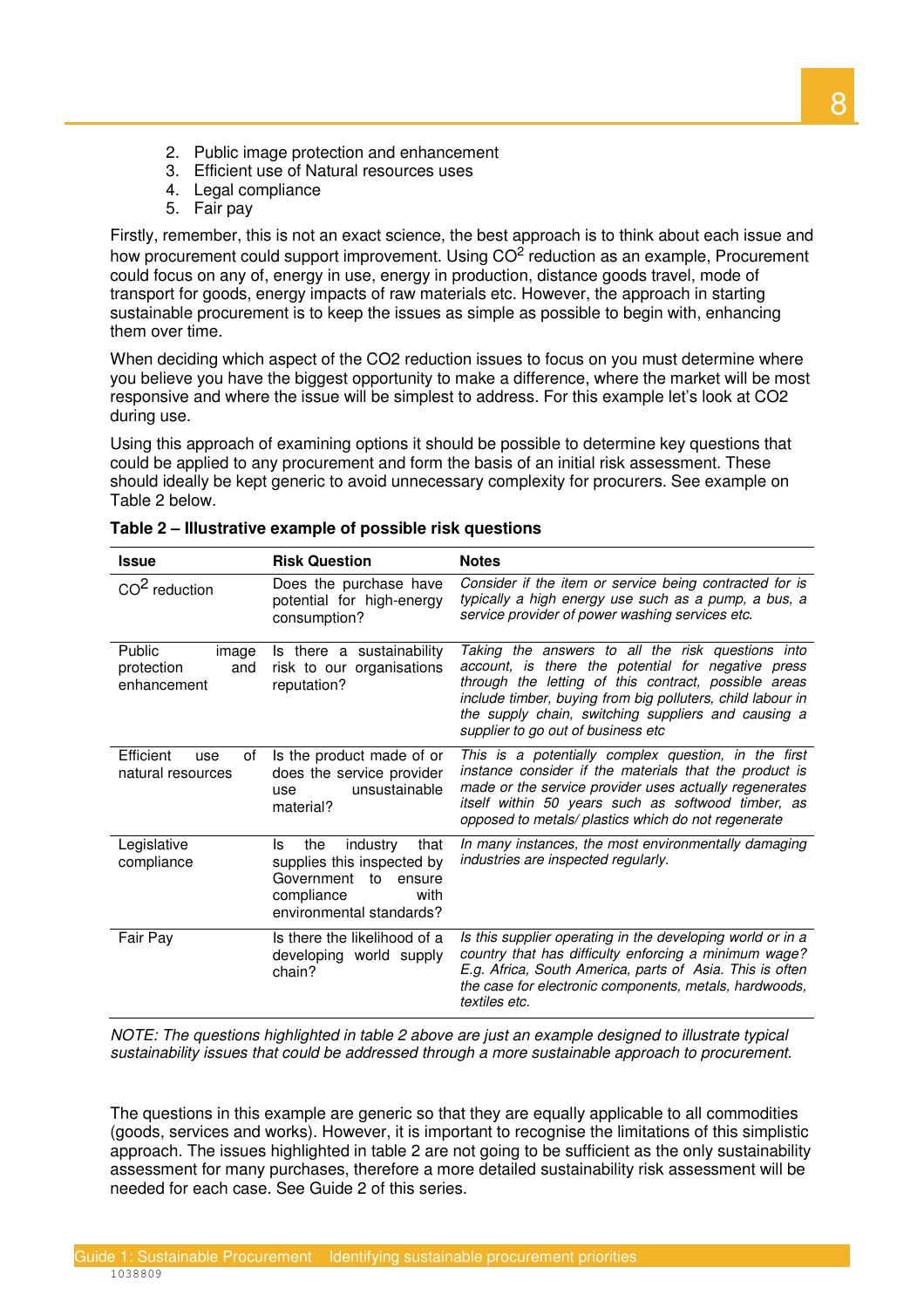2. Public image protection and enhancement
3. Efficient use of Natural resources uses
4. Legal compliance
5. Fair pay

Firstly, remember, this is not an exact science, the best approach is to think about each issue and how procurement could support improvement. Using $CO^2$ reduction as an example, Procurement could focus on any of, energy in use, energy in production, distance goods travel, mode of transport for goods, energy impacts of raw materials etc. However, the approach in starting sustainable procurement is to keep the issues as simple as possible to begin with, enhancing them over time.

When deciding which aspect of the CO2 reduction issues to focus on you must determine where you believe you have the biggest opportunity to make a difference, where the market will be most responsive and where the issue will be simplest to address. For this example let's look at CO2 during use.

Using this approach of examining options it should be possible to determine key questions that could be applied to any procurement and form the basis of an initial risk assessment. These should ideally be kept generic to avoid unnecessary complexity for procurers. See example on Table 2 below.

**Table 2 – Illustrative example of possible risk questions**

| Issue | Risk Question | Notes |
|---|---|---|
| $CO^2$ reduction | Does the purchase have potential for high-energy consumption? | *Consider if the item or service being contracted for is typically a high energy use such as a pump, a bus, a service provider of power washing services etc.* |
| Public image protection and enhancement | Is there a sustainability risk to our organisations reputation? | *Taking the answers to all the risk questions into account, is there the potential for negative press through the letting of this contract, possible areas include timber, buying from big polluters, child labour in the supply chain, switching suppliers and causing a supplier to go out of business etc* |
| Efficient use of natural resources | Is the product made of or does the service provider use unsustainable material? | *This is a potentially complex question, in the first instance consider if the materials that the product is made or the service provider uses actually regenerates itself within 50 years such as softwood timber, as opposed to metals/ plastics which do not regenerate* |
| Legislative compliance | Is the industry that supplies this inspected by Government to ensure compliance with environmental standards? | *In many instances, the most environmentally damaging industries are inspected regularly.* |
| Fair Pay | Is there the likelihood of a developing world supply chain? | *Is this supplier operating in the developing world or in a country that has difficulty enforcing a minimum wage? E.g. Africa, South America, parts of Asia. This is often the case for electronic components, metals, hardwoods, textiles etc.* |

*NOTE: The questions highlighted in table 2 above are just an example designed to illustrate typical sustainability issues that could be addressed through a more sustainable approach to procurement.*

The questions in this example are generic so that they are equally applicable to all commodities (goods, services and works). However, it is important to recognise the limitations of this simplistic approach. The issues highlighted in table 2 are not going to be sufficient as the only sustainability assessment for many purchases, therefore a more detailed sustainability risk assessment will be needed for each case. See Guide 2 of this series.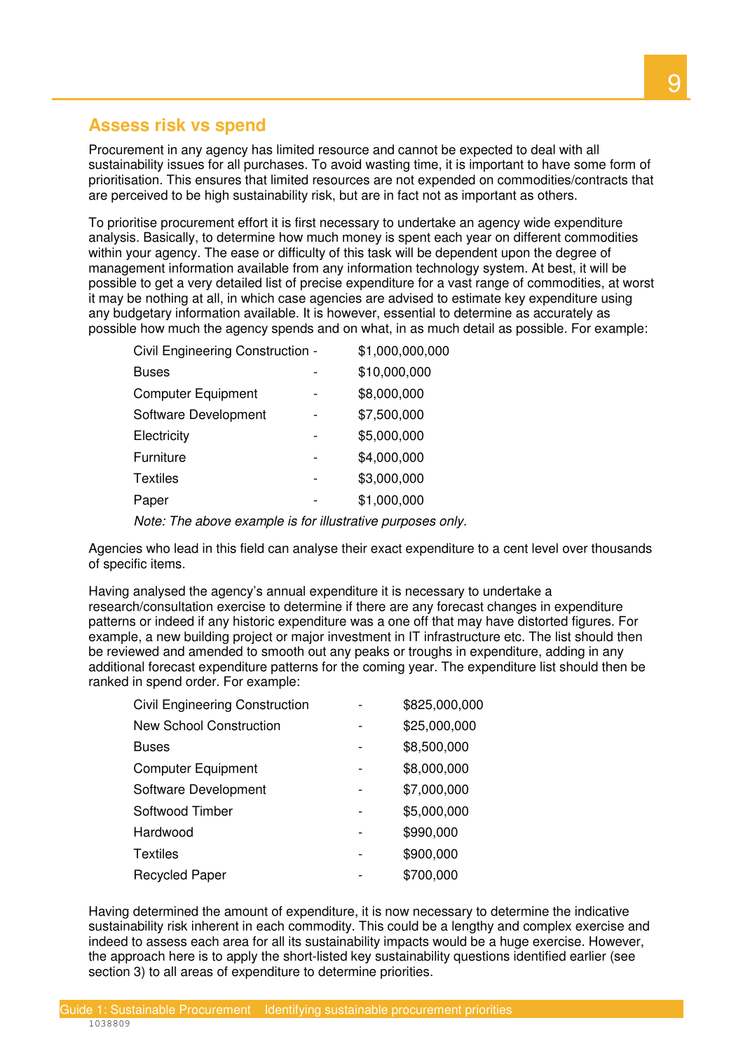## Assess risk vs spend

Procurement in any agency has limited resource and cannot be expected to deal with all sustainability issues for all purchases. To avoid wasting time, it is important to have some form of prioritisation. This ensures that limited resources are not expended on commodities/contracts that are perceived to be high sustainability risk, but are in fact not as important as others.

To prioritise procurement effort it is first necessary to undertake an agency wide expenditure analysis. Basically, to determine how much money is spent each year on different commodities within your agency. The ease or difficulty of this task will be dependent upon the degree of management information available from any information technology system. At best, it will be possible to get a very detailed list of precise expenditure for a vast range of commodities, at worst it may be nothing at all, in which case agencies are advised to estimate key expenditure using any budgetary information available. It is however, essential to determine as accurately as possible how much the agency spends and on what, in as much detail as possible. For example:

| | | |
|---|---|---|
| Civil Engineering Construction | - | $1,000,000,000 |
| Buses | - | $10,000,000 |
| Computer Equipment | - | $8,000,000 |
| Software Development | - | $7,500,000 |
| Electricity | - | $5,000,000 |
| Furniture | - | $4,000,000 |
| Textiles | - | $3,000,000 |
| Paper | - | $1,000,000 |

*Note: The above example is for illustrative purposes only.*

Agencies who lead in this field can analyse their exact expenditure to a cent level over thousands of specific items.

Having analysed the agency's annual expenditure it is necessary to undertake a research/consultation exercise to determine if there are any forecast changes in expenditure patterns or indeed if any historic expenditure was a one off that may have distorted figures. For example, a new building project or major investment in IT infrastructure etc. The list should then be reviewed and amended to smooth out any peaks or troughs in expenditure, adding in any additional forecast expenditure patterns for the coming year. The expenditure list should then be ranked in spend order. For example:

| | | |
|---|---|---|
| Civil Engineering Construction | - | $825,000,000 |
| New School Construction | - | $25,000,000 |
| Buses | - | $8,500,000 |
| Computer Equipment | - | $8,000,000 |
| Software Development | - | $7,000,000 |
| Softwood Timber | - | $5,000,000 |
| Hardwood | - | $990,000 |
| Textiles | - | $900,000 |
| Recycled Paper | - | $700,000 |

Having determined the amount of expenditure, it is now necessary to determine the indicative sustainability risk inherent in each commodity. This could be a lengthy and complex exercise and indeed to assess each area for all its sustainability impacts would be a huge exercise. However, the approach here is to apply the short-listed key sustainability questions identified earlier (see section 3) to all areas of expenditure to determine priorities.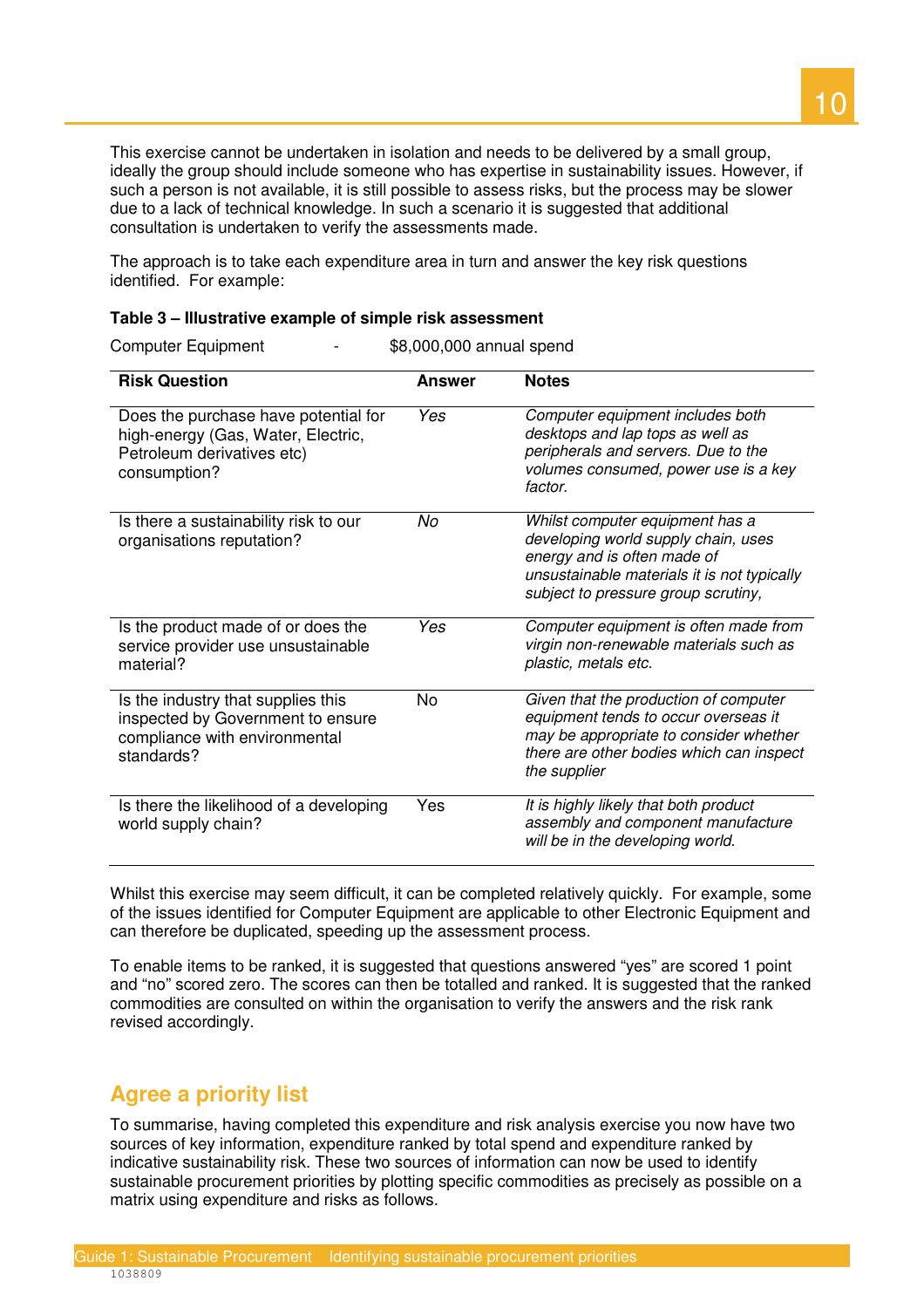This exercise cannot be undertaken in isolation and needs to be delivered by a small group, ideally the group should include someone who has expertise in sustainability issues. However, if such a person is not available, it is still possible to assess risks, but the process may be slower due to a lack of technical knowledge. In such a scenario it is suggested that additional consultation is undertaken to verify the assessments made.

The approach is to take each expenditure area in turn and answer the key risk questions identified. For example:

**Table 3 – Illustrative example of simple risk assessment**

Computer Equipment - $8,000,000 annual spend

| Risk Question | Answer | Notes |
|---|---|---|
| Does the purchase have potential for high-energy (Gas, Water, Electric, Petroleum derivatives etc) consumption? | *Yes* | *Computer equipment includes both desktops and lap tops as well as peripherals and servers. Due to the volumes consumed, power use is a key factor.* |
| Is there a sustainability risk to our organisations reputation? | *No* | *Whilst computer equipment has a developing world supply chain, uses energy and is often made of unsustainable materials it is not typically subject to pressure group scrutiny,* |
| Is the product made of or does the service provider use unsustainable material? | *Yes* | *Computer equipment is often made from virgin non-renewable materials such as plastic, metals etc.* |
| Is the industry that supplies this inspected by Government to ensure compliance with environmental standards? | No | *Given that the production of computer equipment tends to occur overseas it may be appropriate to consider whether there are other bodies which can inspect the supplier* |
| Is there the likelihood of a developing world supply chain? | Yes | *It is highly likely that both product assembly and component manufacture will be in the developing world.* |

Whilst this exercise may seem difficult, it can be completed relatively quickly. For example, some of the issues identified for Computer Equipment are applicable to other Electronic Equipment and can therefore be duplicated, speeding up the assessment process.

To enable items to be ranked, it is suggested that questions answered "yes" are scored 1 point and "no" scored zero. The scores can then be totalled and ranked. It is suggested that the ranked commodities are consulted on within the organisation to verify the answers and the risk rank revised accordingly.

## Agree a priority list

To summarise, having completed this expenditure and risk analysis exercise you now have two sources of key information, expenditure ranked by total spend and expenditure ranked by indicative sustainability risk. These two sources of information can now be used to identify sustainable procurement priorities by plotting specific commodities as precisely as possible on a matrix using expenditure and risks as follows.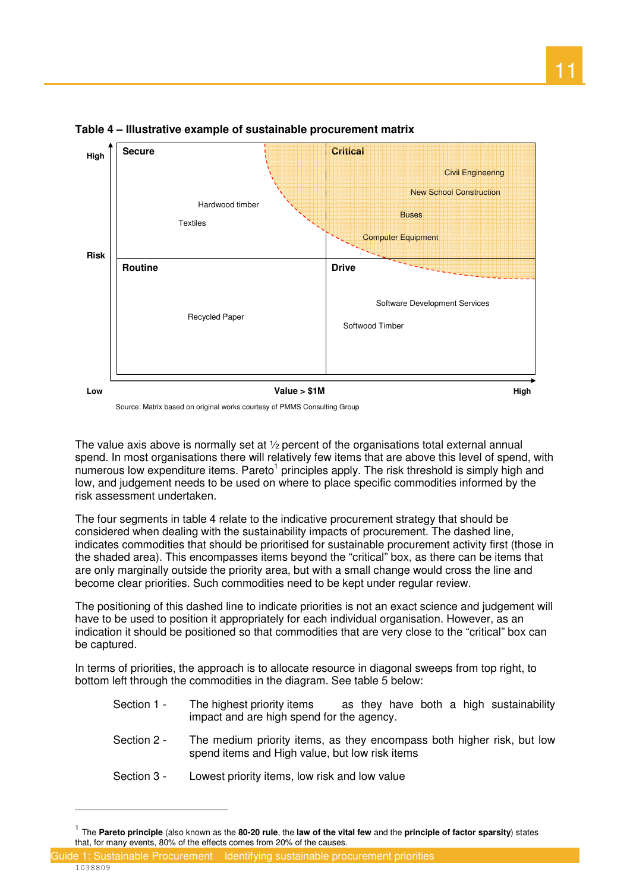**Table 4 – Illustrative example of sustainable procurement matrix**

| Risk \ Value > $1M | Low | High |
| --- | --- | --- |
| High | **Secure**<br>Hardwood timber<br>Textiles | **Critical**<br>Civil Engineering<br>New School Construction<br>Buses<br>Computer Equipment |
| Low | **Routine**<br>Recycled Paper | **Drive**<br>Software Development Services<br>Softwood Timber |

Source: Matrix based on original works courtesy of PMMS Consulting Group

The value axis above is normally set at ½ percent of the organisations total external annual spend. In most organisations there will relatively few items that are above this level of spend, with numerous low expenditure items. Pareto[1] principles apply. The risk threshold is simply high and low, and judgement needs to be used on where to place specific commodities informed by the risk assessment undertaken.

The four segments in table 4 relate to the indicative procurement strategy that should be considered when dealing with the sustainability impacts of procurement. The dashed line, indicates commodities that should be prioritised for sustainable procurement activity first (those in the shaded area). This encompasses items beyond the "critical" box, as there can be items that are only marginally outside the priority area, but with a small change would cross the line and become clear priorities. Such commodities need to be kept under regular review.

The positioning of this dashed line to indicate priorities is not an exact science and judgement will have to be used to position it appropriately for each individual organisation. However, as an indication it should be positioned so that commodities that are very close to the "critical" box can be captured.

In terms of priorities, the approach is to allocate resource in diagonal sweeps from top right, to bottom left through the commodities in the diagram. See table 5 below:

- Section 1 - The highest priority items as they have both a high sustainability impact and are high spend for the agency.
- Section 2 - The medium priority items, as they encompass both higher risk, but low spend items and High value, but low risk items
- Section 3 - Lowest priority items, low risk and low value

---

[1] The **Pareto principle** (also known as the **80-20 rule**, the **law of the vital few** and the **principle of factor sparsity**) states that, for many events, 80% of the effects comes from 20% of the causes.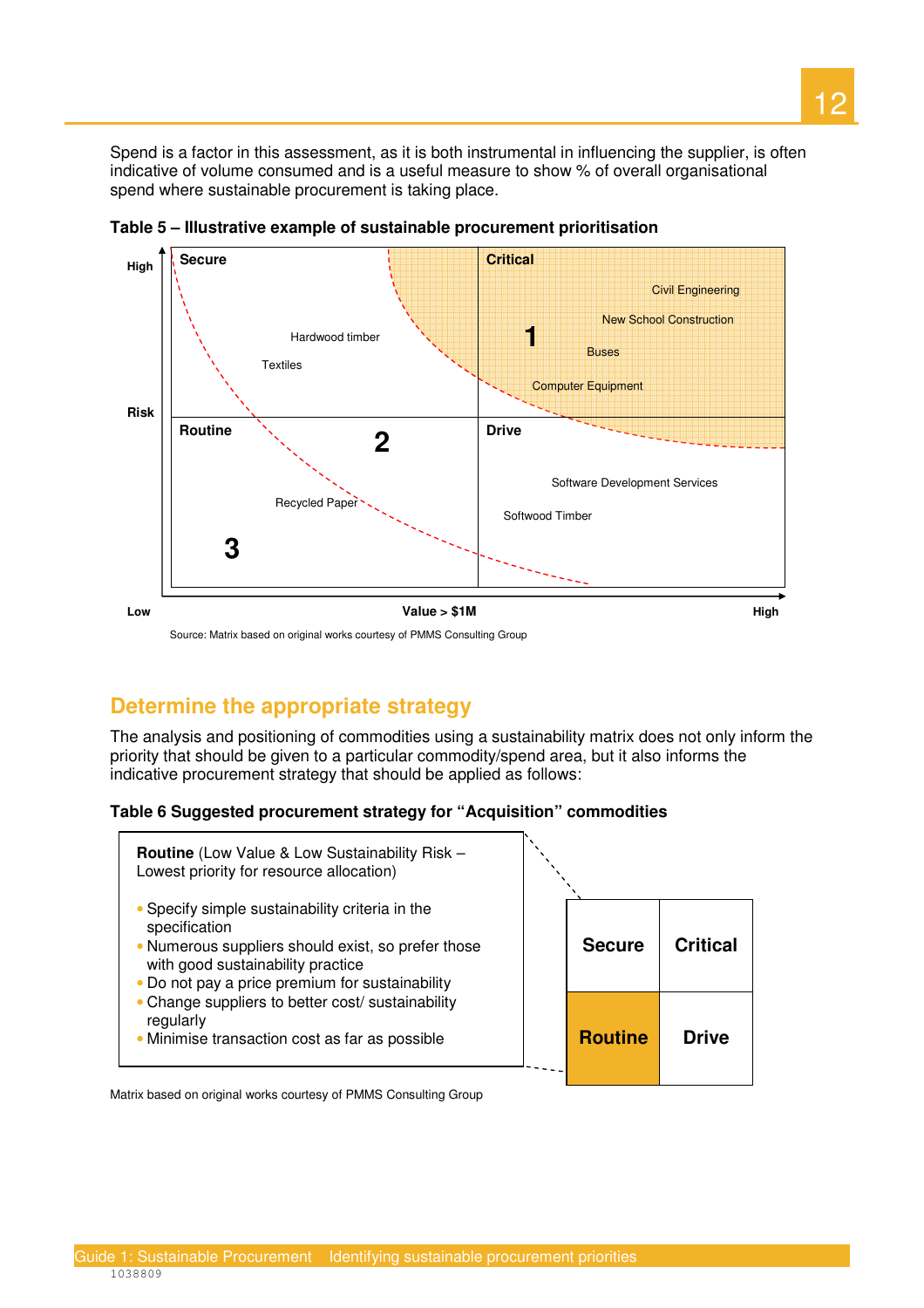Spend is a factor in this assessment, as it is both instrumental in influencing the supplier, is often indicative of volume consumed and is a useful measure to show % of overall organisational spend where sustainable procurement is taking place.

**Table 5 – Illustrative example of sustainable procurement prioritisation**

| Risk / Value > $1M | Low value | High value |
|---|---|---|
| High risk | **Secure**: Hardwood timber, Textiles | **Critical** (1): Civil Engineering, New School Construction, Buses, Computer Equipment |
| Low risk | **Routine** (2, 3): Recycled Paper | **Drive**: Software Development Services, Softwood Timber |

Source: Matrix based on original works courtesy of PMMS Consulting Group

## Determine the appropriate strategy

The analysis and positioning of commodities using a sustainability matrix does not only inform the priority that should be given to a particular commodity/spend area, but it also informs the indicative procurement strategy that should be applied as follows:

**Table 6 Suggested procurement strategy for "Acquisition" commodities**

**Routine** (Low Value & Low Sustainability Risk – Lowest priority for resource allocation)

- Specify simple sustainability criteria in the specification
- Numerous suppliers should exist, so prefer those with good sustainability practice
- Do not pay a price premium for sustainability
- Change suppliers to better cost/ sustainability regularly
- Minimise transaction cost as far as possible

| Secure | Critical |
|---|---|
| **Routine** | Drive |

Matrix based on original works courtesy of PMMS Consulting Group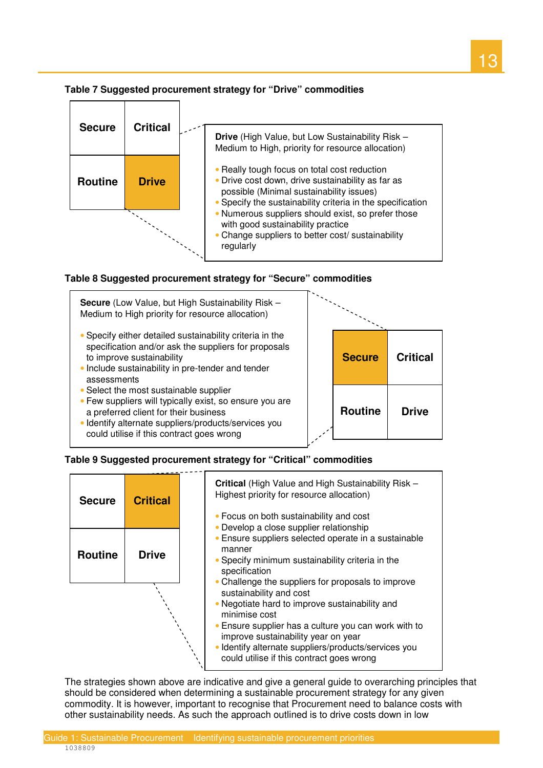**Table 7 Suggested procurement strategy for "Drive" commodities**

| Secure | Critical |
|---|---|
| Routine | **Drive** |

**Drive** (High Value, but Low Sustainability Risk – Medium to High, priority for resource allocation)

- Really tough focus on total cost reduction
- Drive cost down, drive sustainability as far as possible (Minimal sustainability issues)
- Specify the sustainability criteria in the specification
- Numerous suppliers should exist, so prefer those with good sustainability practice
- Change suppliers to better cost/ sustainability regularly

**Table 8 Suggested procurement strategy for "Secure" commodities**

| **Secure** | Critical |
|---|---|
| Routine | Drive |

**Secure** (Low Value, but High Sustainability Risk – Medium to High priority for resource allocation)

- Specify either detailed sustainability criteria in the specification and/or ask the suppliers for proposals to improve sustainability
- Include sustainability in pre-tender and tender assessments
- Select the most sustainable supplier
- Few suppliers will typically exist, so ensure you are a preferred client for their business
- Identify alternate suppliers/products/services you could utilise if this contract goes wrong

**Table 9 Suggested procurement strategy for "Critical" commodities**

| Secure | **Critical** |
|---|---|
| Routine | Drive |

**Critical** (High Value and High Sustainability Risk – Highest priority for resource allocation)

- Focus on both sustainability and cost
- Develop a close supplier relationship
- Ensure suppliers selected operate in a sustainable manner
- Specify minimum sustainability criteria in the specification
- Challenge the suppliers for proposals to improve sustainability and cost
- Negotiate hard to improve sustainability and minimise cost
- Ensure supplier has a culture you can work with to improve sustainability year on year
- Identify alternate suppliers/products/services you could utilise if this contract goes wrong

The strategies shown above are indicative and give a general guide to overarching principles that should be considered when determining a sustainable procurement strategy for any given commodity. It is however, important to recognise that Procurement need to balance costs with other sustainability needs. As such the approach outlined is to drive costs down in low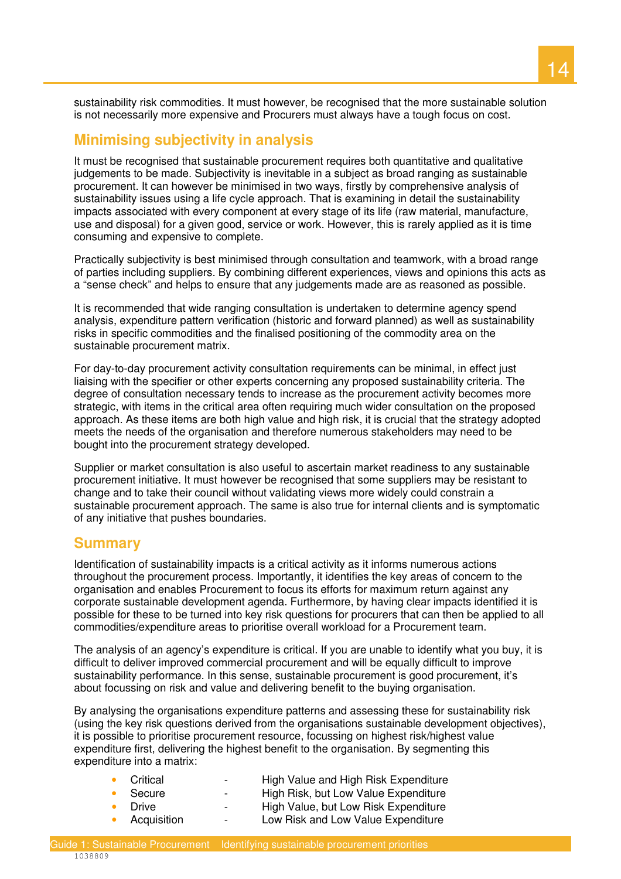sustainability risk commodities. It must however, be recognised that the more sustainable solution is not necessarily more expensive and Procurers must always have a tough focus on cost.

## Minimising subjectivity in analysis

It must be recognised that sustainable procurement requires both quantitative and qualitative judgements to be made. Subjectivity is inevitable in a subject as broad ranging as sustainable procurement. It can however be minimised in two ways, firstly by comprehensive analysis of sustainability issues using a life cycle approach. That is examining in detail the sustainability impacts associated with every component at every stage of its life (raw material, manufacture, use and disposal) for a given good, service or work. However, this is rarely applied as it is time consuming and expensive to complete.

Practically subjectivity is best minimised through consultation and teamwork, with a broad range of parties including suppliers. By combining different experiences, views and opinions this acts as a "sense check" and helps to ensure that any judgements made are as reasoned as possible.

It is recommended that wide ranging consultation is undertaken to determine agency spend analysis, expenditure pattern verification (historic and forward planned) as well as sustainability risks in specific commodities and the finalised positioning of the commodity area on the sustainable procurement matrix.

For day-to-day procurement activity consultation requirements can be minimal, in effect just liaising with the specifier or other experts concerning any proposed sustainability criteria. The degree of consultation necessary tends to increase as the procurement activity becomes more strategic, with items in the critical area often requiring much wider consultation on the proposed approach. As these items are both high value and high risk, it is crucial that the strategy adopted meets the needs of the organisation and therefore numerous stakeholders may need to be bought into the procurement strategy developed.

Supplier or market consultation is also useful to ascertain market readiness to any sustainable procurement initiative. It must however be recognised that some suppliers may be resistant to change and to take their council without validating views more widely could constrain a sustainable procurement approach. The same is also true for internal clients and is symptomatic of any initiative that pushes boundaries.

## Summary

Identification of sustainability impacts is a critical activity as it informs numerous actions throughout the procurement process. Importantly, it identifies the key areas of concern to the organisation and enables Procurement to focus its efforts for maximum return against any corporate sustainable development agenda. Furthermore, by having clear impacts identified it is possible for these to be turned into key risk questions for procurers that can then be applied to all commodities/expenditure areas to prioritise overall workload for a Procurement team.

The analysis of an agency's expenditure is critical. If you are unable to identify what you buy, it is difficult to deliver improved commercial procurement and will be equally difficult to improve sustainability performance. In this sense, sustainable procurement is good procurement, it's about focussing on risk and value and delivering benefit to the buying organisation.

By analysing the organisations expenditure patterns and assessing these for sustainability risk (using the key risk questions derived from the organisations sustainable development objectives), it is possible to prioritise procurement resource, focussing on highest risk/highest value expenditure first, delivering the highest benefit to the organisation. By segmenting this expenditure into a matrix:

- Critical - High Value and High Risk Expenditure
- Secure - High Risk, but Low Value Expenditure
- Drive - High Value, but Low Risk Expenditure
- Acquisition - Low Risk and Low Value Expenditure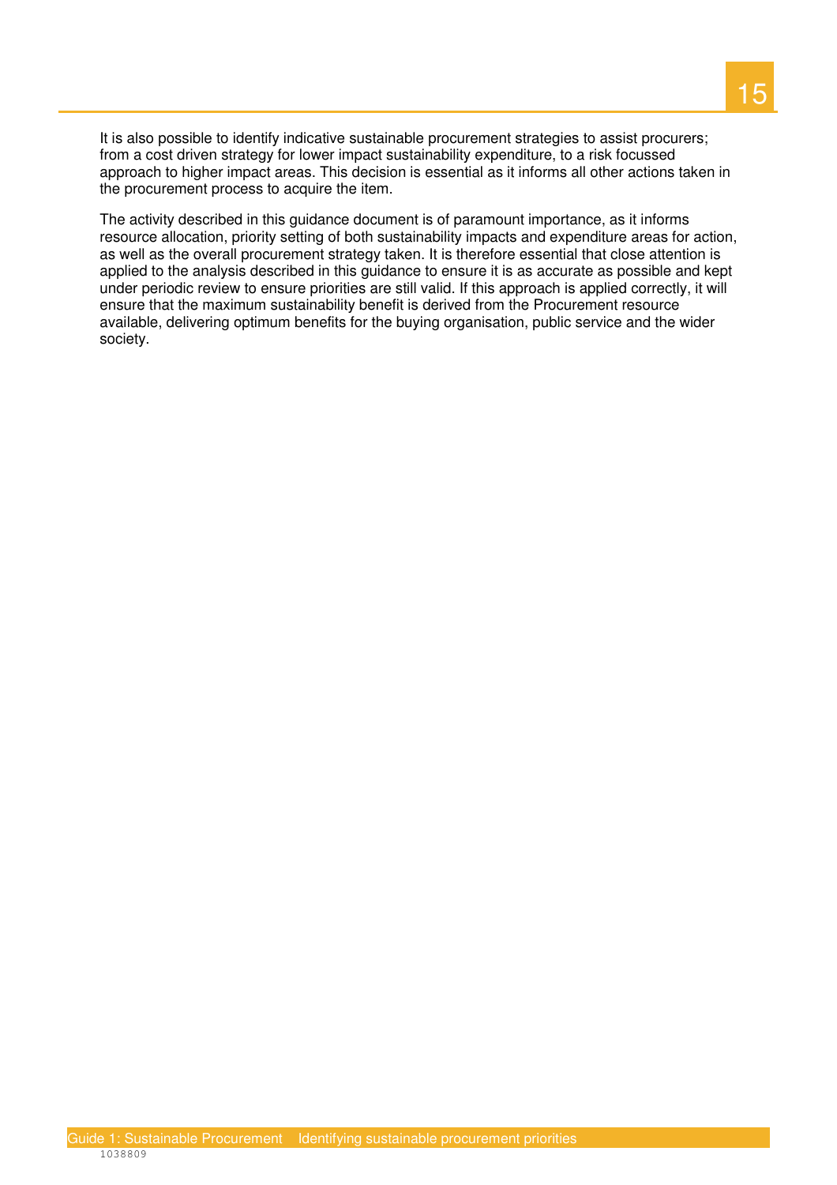It is also possible to identify indicative sustainable procurement strategies to assist procurers; from a cost driven strategy for lower impact sustainability expenditure, to a risk focussed approach to higher impact areas. This decision is essential as it informs all other actions taken in the procurement process to acquire the item.

The activity described in this guidance document is of paramount importance, as it informs resource allocation, priority setting of both sustainability impacts and expenditure areas for action, as well as the overall procurement strategy taken. It is therefore essential that close attention is applied to the analysis described in this guidance to ensure it is as accurate as possible and kept under periodic review to ensure priorities are still valid. If this approach is applied correctly, it will ensure that the maximum sustainability benefit is derived from the Procurement resource available, delivering optimum benefits for the buying organisation, public service and the wider society.